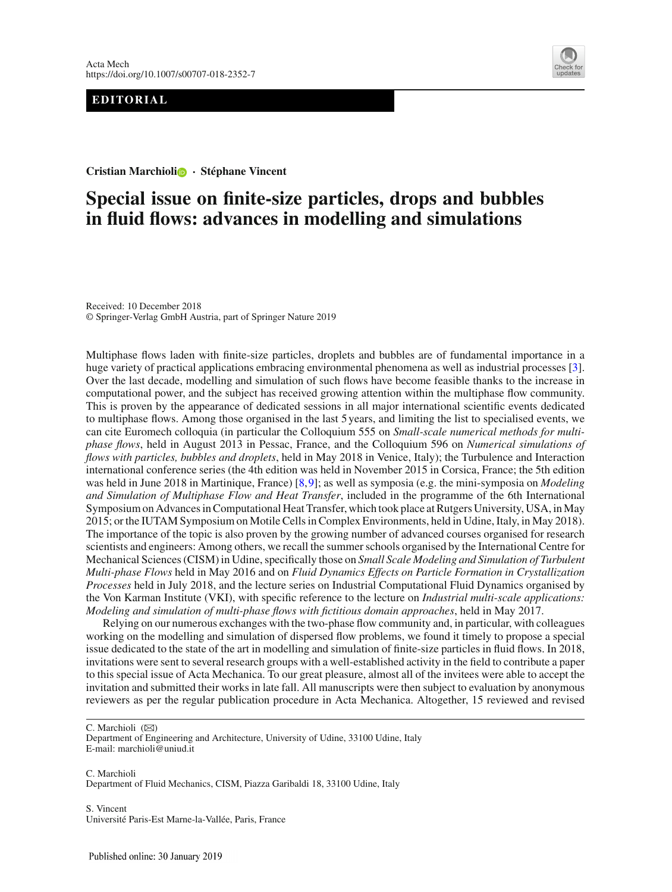EDITORIAL

**Cristian Marchioli · Stéphane Vincent**

# Special issue on finite-size particles, drops and bubbles in fluid flows: advances in modelling and simulations

Received: 10 December 2018
© Springer-Verlag GmbH Austria, part of Springer Nature 2019

Multiphase flows laden with finite-size particles, droplets and bubbles are of fundamental importance in a huge variety of practical applications embracing environmental phenomena as well as industrial processes [3]. Over the last decade, modelling and simulation of such flows have become feasible thanks to the increase in computational power, and the subject has received growing attention within the multiphase flow community. This is proven by the appearance of dedicated sessions in all major international scientific events dedicated to multiphase flows. Among those organised in the last 5 years, and limiting the list to specialised events, we can cite Euromech colloquia (in particular the Colloquium 555 on *Small-scale numerical methods for multi-phase flows*, held in August 2013 in Pessac, France, and the Colloquium 596 on *Numerical simulations of flows with particles, bubbles and droplets*, held in May 2018 in Venice, Italy); the Turbulence and Interaction international conference series (the 4th edition was held in November 2015 in Corsica, France; the 5th edition was held in June 2018 in Martinique, France) [8,9]; as well as symposia (e.g. the mini-symposia on *Modeling and Simulation of Multiphase Flow and Heat Transfer*, included in the programme of the 6th International Symposium on Advances in Computational Heat Transfer, which took place at Rutgers University, USA, in May 2015; or the IUTAM Symposium on Motile Cells in Complex Environments, held in Udine, Italy, in May 2018). The importance of the topic is also proven by the growing number of advanced courses organised for research scientists and engineers: Among others, we recall the summer schools organised by the International Centre for Mechanical Sciences (CISM) in Udine, specifically those on *Small Scale Modeling and Simulation of Turbulent Multi-phase Flows* held in May 2016 and on *Fluid Dynamics Effects on Particle Formation in Crystallization Processes* held in July 2018, and the lecture series on Industrial Computational Fluid Dynamics organised by the Von Karman Institute (VKI), with specific reference to the lecture on *Industrial multi-scale applications: Modeling and simulation of multi-phase flows with fictitious domain approaches*, held in May 2017.

Relying on our numerous exchanges with the two-phase flow community and, in particular, with colleagues working on the modelling and simulation of dispersed flow problems, we found it timely to propose a special issue dedicated to the state of the art in modelling and simulation of finite-size particles in fluid flows. In 2018, invitations were sent to several research groups with a well-established activity in the field to contribute a paper to this special issue of Acta Mechanica. To our great pleasure, almost all of the invitees were able to accept the invitation and submitted their works in late fall. All manuscripts were then subject to evaluation by anonymous reviewers as per the regular publication procedure in Acta Mechanica. Altogether, 15 reviewed and revised

C. Marchioli (✉)
Department of Engineering and Architecture, University of Udine, 33100 Udine, Italy
E-mail: marchioli@uniud.it

C. Marchioli
Department of Fluid Mechanics, CISM, Piazza Garibaldi 18, 33100 Udine, Italy

S. Vincent
Université Paris-Est Marne-la-Vallée, Paris, France

Published online: 30 January 2019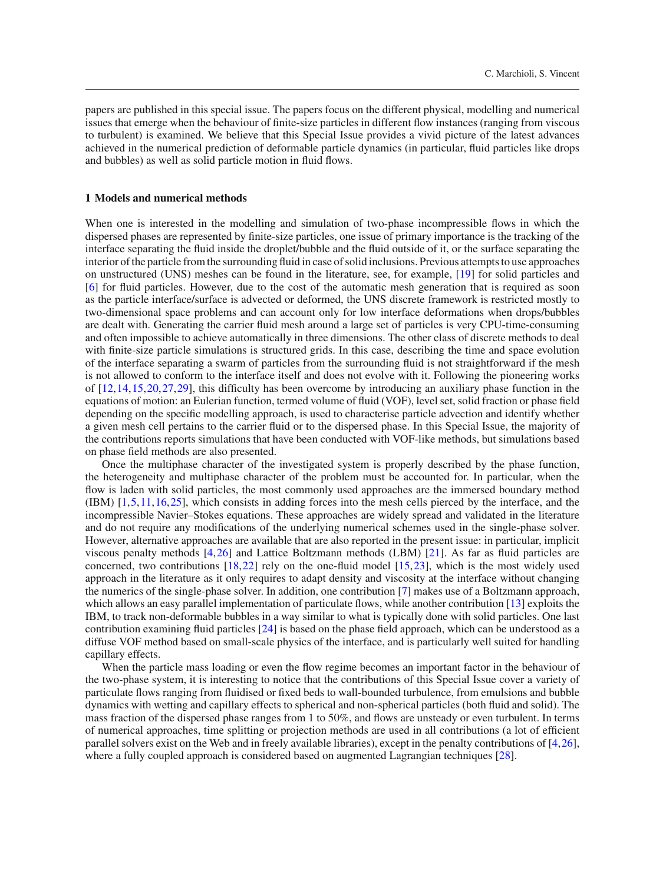papers are published in this special issue. The papers focus on the different physical, modelling and numerical issues that emerge when the behaviour of finite-size particles in different flow instances (ranging from viscous to turbulent) is examined. We believe that this Special Issue provides a vivid picture of the latest advances achieved in the numerical prediction of deformable particle dynamics (in particular, fluid particles like drops and bubbles) as well as solid particle motion in fluid flows.

## 1 Models and numerical methods

When one is interested in the modelling and simulation of two-phase incompressible flows in which the dispersed phases are represented by finite-size particles, one issue of primary importance is the tracking of the interface separating the fluid inside the droplet/bubble and the fluid outside of it, or the surface separating the interior of the particle from the surrounding fluid in case of solid inclusions. Previous attempts to use approaches on unstructured (UNS) meshes can be found in the literature, see, for example, [19] for solid particles and [6] for fluid particles. However, due to the cost of the automatic mesh generation that is required as soon as the particle interface/surface is advected or deformed, the UNS discrete framework is restricted mostly to two-dimensional space problems and can account only for low interface deformations when drops/bubbles are dealt with. Generating the carrier fluid mesh around a large set of particles is very CPU-time-consuming and often impossible to achieve automatically in three dimensions. The other class of discrete methods to deal with finite-size particle simulations is structured grids. In this case, describing the time and space evolution of the interface separating a swarm of particles from the surrounding fluid is not straightforward if the mesh is not allowed to conform to the interface itself and does not evolve with it. Following the pioneering works of [12,14,15,20,27,29], this difficulty has been overcome by introducing an auxiliary phase function in the equations of motion: an Eulerian function, termed volume of fluid (VOF), level set, solid fraction or phase field depending on the specific modelling approach, is used to characterise particle advection and identify whether a given mesh cell pertains to the carrier fluid or to the dispersed phase. In this Special Issue, the majority of the contributions reports simulations that have been conducted with VOF-like methods, but simulations based on phase field methods are also presented.

Once the multiphase character of the investigated system is properly described by the phase function, the heterogeneity and multiphase character of the problem must be accounted for. In particular, when the flow is laden with solid particles, the most commonly used approaches are the immersed boundary method (IBM) [1,5,11,16,25], which consists in adding forces into the mesh cells pierced by the interface, and the incompressible Navier–Stokes equations. These approaches are widely spread and validated in the literature and do not require any modifications of the underlying numerical schemes used in the single-phase solver. However, alternative approaches are available that are also reported in the present issue: in particular, implicit viscous penalty methods [4,26] and Lattice Boltzmann methods (LBM) [21]. As far as fluid particles are concerned, two contributions [18,22] rely on the one-fluid model [15,23], which is the most widely used approach in the literature as it only requires to adapt density and viscosity at the interface without changing the numerics of the single-phase solver. In addition, one contribution [7] makes use of a Boltzmann approach, which allows an easy parallel implementation of particulate flows, while another contribution [13] exploits the IBM, to track non-deformable bubbles in a way similar to what is typically done with solid particles. One last contribution examining fluid particles [24] is based on the phase field approach, which can be understood as a diffuse VOF method based on small-scale physics of the interface, and is particularly well suited for handling capillary effects.

When the particle mass loading or even the flow regime becomes an important factor in the behaviour of the two-phase system, it is interesting to notice that the contributions of this Special Issue cover a variety of particulate flows ranging from fluidised or fixed beds to wall-bounded turbulence, from emulsions and bubble dynamics with wetting and capillary effects to spherical and non-spherical particles (both fluid and solid). The mass fraction of the dispersed phase ranges from 1 to 50%, and flows are unsteady or even turbulent. In terms of numerical approaches, time splitting or projection methods are used in all contributions (a lot of efficient parallel solvers exist on the Web and in freely available libraries), except in the penalty contributions of [4,26], where a fully coupled approach is considered based on augmented Lagrangian techniques [28].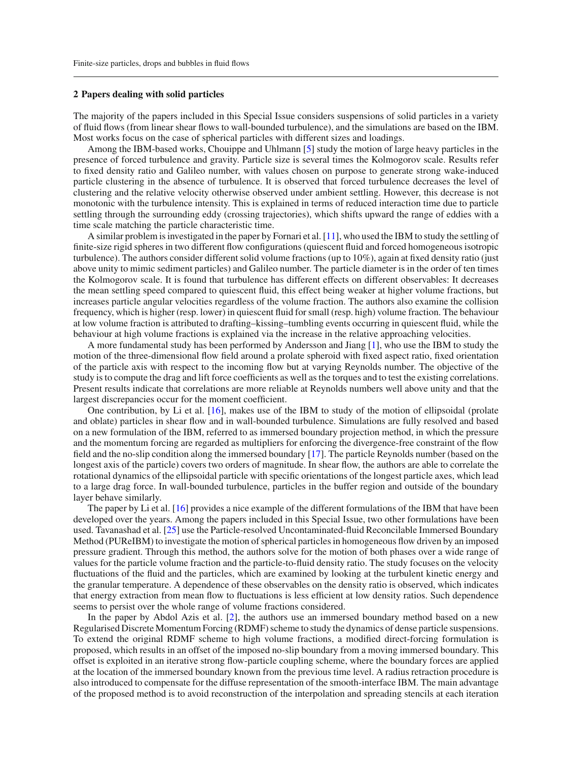## 2 Papers dealing with solid particles

The majority of the papers included in this Special Issue considers suspensions of solid particles in a variety of fluid flows (from linear shear flows to wall-bounded turbulence), and the simulations are based on the IBM. Most works focus on the case of spherical particles with different sizes and loadings.

Among the IBM-based works, Chouippe and Uhlmann [5] study the motion of large heavy particles in the presence of forced turbulence and gravity. Particle size is several times the Kolmogorov scale. Results refer to fixed density ratio and Galileo number, with values chosen on purpose to generate strong wake-induced particle clustering in the absence of turbulence. It is observed that forced turbulence decreases the level of clustering and the relative velocity otherwise observed under ambient settling. However, this decrease is not monotonic with the turbulence intensity. This is explained in terms of reduced interaction time due to particle settling through the surrounding eddy (crossing trajectories), which shifts upward the range of eddies with a time scale matching the particle characteristic time.

A similar problem is investigated in the paper by Fornari et al. [11], who used the IBM to study the settling of finite-size rigid spheres in two different flow configurations (quiescent fluid and forced homogeneous isotropic turbulence). The authors consider different solid volume fractions (up to 10%), again at fixed density ratio (just above unity to mimic sediment particles) and Galileo number. The particle diameter is in the order of ten times the Kolmogorov scale. It is found that turbulence has different effects on different observables: It decreases the mean settling speed compared to quiescent fluid, this effect being weaker at higher volume fractions, but increases particle angular velocities regardless of the volume fraction. The authors also examine the collision frequency, which is higher (resp. lower) in quiescent fluid for small (resp. high) volume fraction. The behaviour at low volume fraction is attributed to drafting–kissing–tumbling events occurring in quiescent fluid, while the behaviour at high volume fractions is explained via the increase in the relative approaching velocities.

A more fundamental study has been performed by Andersson and Jiang [1], who use the IBM to study the motion of the three-dimensional flow field around a prolate spheroid with fixed aspect ratio, fixed orientation of the particle axis with respect to the incoming flow but at varying Reynolds number. The objective of the study is to compute the drag and lift force coefficients as well as the torques and to test the existing correlations. Present results indicate that correlations are more reliable at Reynolds numbers well above unity and that the largest discrepancies occur for the moment coefficient.

One contribution, by Li et al. [16], makes use of the IBM to study of the motion of ellipsoidal (prolate and oblate) particles in shear flow and in wall-bounded turbulence. Simulations are fully resolved and based on a new formulation of the IBM, referred to as immersed boundary projection method, in which the pressure and the momentum forcing are regarded as multipliers for enforcing the divergence-free constraint of the flow field and the no-slip condition along the immersed boundary [17]. The particle Reynolds number (based on the longest axis of the particle) covers two orders of magnitude. In shear flow, the authors are able to correlate the rotational dynamics of the ellipsoidal particle with specific orientations of the longest particle axes, which lead to a large drag force. In wall-bounded turbulence, particles in the buffer region and outside of the boundary layer behave similarly.

The paper by Li et al. [16] provides a nice example of the different formulations of the IBM that have been developed over the years. Among the papers included in this Special Issue, two other formulations have been used. Tavanashad et al. [25] use the Particle-resolved Uncontaminated-fluid Reconcilable Immersed Boundary Method (PUReIBM) to investigate the motion of spherical particles in homogeneous flow driven by an imposed pressure gradient. Through this method, the authors solve for the motion of both phases over a wide range of values for the particle volume fraction and the particle-to-fluid density ratio. The study focuses on the velocity fluctuations of the fluid and the particles, which are examined by looking at the turbulent kinetic energy and the granular temperature. A dependence of these observables on the density ratio is observed, which indicates that energy extraction from mean flow to fluctuations is less efficient at low density ratios. Such dependence seems to persist over the whole range of volume fractions considered.

In the paper by Abdol Azis et al. [2], the authors use an immersed boundary method based on a new Regularised Discrete Momentum Forcing (RDMF) scheme to study the dynamics of dense particle suspensions. To extend the original RDMF scheme to high volume fractions, a modified direct-forcing formulation is proposed, which results in an offset of the imposed no-slip boundary from a moving immersed boundary. This offset is exploited in an iterative strong flow-particle coupling scheme, where the boundary forces are applied at the location of the immersed boundary known from the previous time level. A radius retraction procedure is also introduced to compensate for the diffuse representation of the smooth-interface IBM. The main advantage of the proposed method is to avoid reconstruction of the interpolation and spreading stencils at each iteration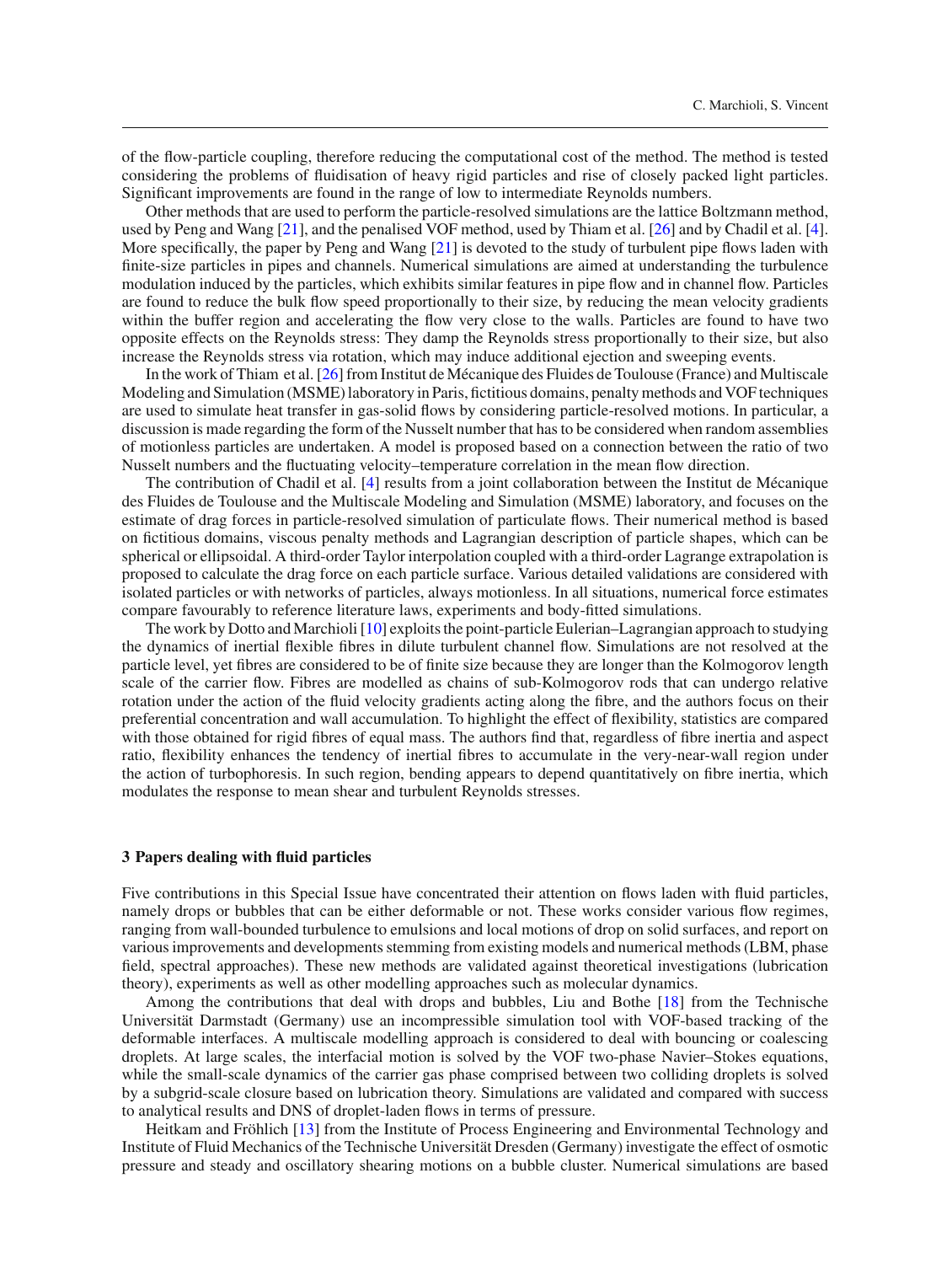of the flow-particle coupling, therefore reducing the computational cost of the method. The method is tested considering the problems of fluidisation of heavy rigid particles and rise of closely packed light particles. Significant improvements are found in the range of low to intermediate Reynolds numbers.

Other methods that are used to perform the particle-resolved simulations are the lattice Boltzmann method, used by Peng and Wang [21], and the penalised VOF method, used by Thiam et al. [26] and by Chadil et al. [4]. More specifically, the paper by Peng and Wang [21] is devoted to the study of turbulent pipe flows laden with finite-size particles in pipes and channels. Numerical simulations are aimed at understanding the turbulence modulation induced by the particles, which exhibits similar features in pipe flow and in channel flow. Particles are found to reduce the bulk flow speed proportionally to their size, by reducing the mean velocity gradients within the buffer region and accelerating the flow very close to the walls. Particles are found to have two opposite effects on the Reynolds stress: They damp the Reynolds stress proportionally to their size, but also increase the Reynolds stress via rotation, which may induce additional ejection and sweeping events.

In the work of Thiam et al. [26] from Institut de Mécanique des Fluides de Toulouse (France) and Multiscale Modeling and Simulation (MSME) laboratory in Paris, fictitious domains, penalty methods and VOF techniques are used to simulate heat transfer in gas-solid flows by considering particle-resolved motions. In particular, a discussion is made regarding the form of the Nusselt number that has to be considered when random assemblies of motionless particles are undertaken. A model is proposed based on a connection between the ratio of two Nusselt numbers and the fluctuating velocity–temperature correlation in the mean flow direction.

The contribution of Chadil et al. [4] results from a joint collaboration between the Institut de Mécanique des Fluides de Toulouse and the Multiscale Modeling and Simulation (MSME) laboratory, and focuses on the estimate of drag forces in particle-resolved simulation of particulate flows. Their numerical method is based on fictitious domains, viscous penalty methods and Lagrangian description of particle shapes, which can be spherical or ellipsoidal. A third-order Taylor interpolation coupled with a third-order Lagrange extrapolation is proposed to calculate the drag force on each particle surface. Various detailed validations are considered with isolated particles or with networks of particles, always motionless. In all situations, numerical force estimates compare favourably to reference literature laws, experiments and body-fitted simulations.

The work by Dotto and Marchioli [10] exploits the point-particle Eulerian–Lagrangian approach to studying the dynamics of inertial flexible fibres in dilute turbulent channel flow. Simulations are not resolved at the particle level, yet fibres are considered to be of finite size because they are longer than the Kolmogorov length scale of the carrier flow. Fibres are modelled as chains of sub-Kolmogorov rods that can undergo relative rotation under the action of the fluid velocity gradients acting along the fibre, and the authors focus on their preferential concentration and wall accumulation. To highlight the effect of flexibility, statistics are compared with those obtained for rigid fibres of equal mass. The authors find that, regardless of fibre inertia and aspect ratio, flexibility enhances the tendency of inertial fibres to accumulate in the very-near-wall region under the action of turbophoresis. In such region, bending appears to depend quantitatively on fibre inertia, which modulates the response to mean shear and turbulent Reynolds stresses.

## 3 Papers dealing with fluid particles

Five contributions in this Special Issue have concentrated their attention on flows laden with fluid particles, namely drops or bubbles that can be either deformable or not. These works consider various flow regimes, ranging from wall-bounded turbulence to emulsions and local motions of drop on solid surfaces, and report on various improvements and developments stemming from existing models and numerical methods (LBM, phase field, spectral approaches). These new methods are validated against theoretical investigations (lubrication theory), experiments as well as other modelling approaches such as molecular dynamics.

Among the contributions that deal with drops and bubbles, Liu and Bothe [18] from the Technische Universität Darmstadt (Germany) use an incompressible simulation tool with VOF-based tracking of the deformable interfaces. A multiscale modelling approach is considered to deal with bouncing or coalescing droplets. At large scales, the interfacial motion is solved by the VOF two-phase Navier–Stokes equations, while the small-scale dynamics of the carrier gas phase comprised between two colliding droplets is solved by a subgrid-scale closure based on lubrication theory. Simulations are validated and compared with success to analytical results and DNS of droplet-laden flows in terms of pressure.

Heitkam and Fröhlich [13] from the Institute of Process Engineering and Environmental Technology and Institute of Fluid Mechanics of the Technische Universität Dresden (Germany) investigate the effect of osmotic pressure and steady and oscillatory shearing motions on a bubble cluster. Numerical simulations are based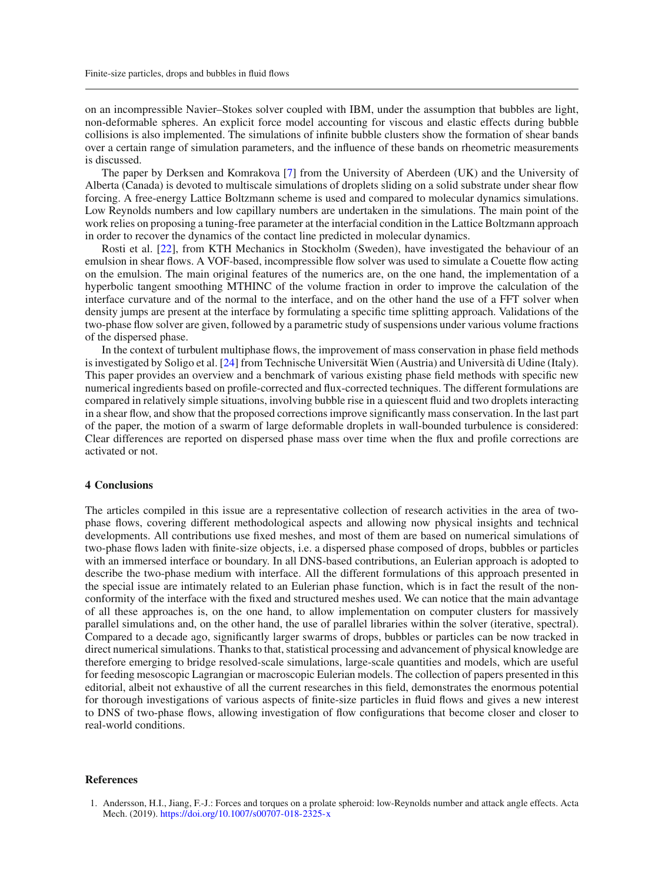on an incompressible Navier–Stokes solver coupled with IBM, under the assumption that bubbles are light, non-deformable spheres. An explicit force model accounting for viscous and elastic effects during bubble collisions is also implemented. The simulations of infinite bubble clusters show the formation of shear bands over a certain range of simulation parameters, and the influence of these bands on rheometric measurements is discussed.

The paper by Derksen and Komrakova [7] from the University of Aberdeen (UK) and the University of Alberta (Canada) is devoted to multiscale simulations of droplets sliding on a solid substrate under shear flow forcing. A free-energy Lattice Boltzmann scheme is used and compared to molecular dynamics simulations. Low Reynolds numbers and low capillary numbers are undertaken in the simulations. The main point of the work relies on proposing a tuning-free parameter at the interfacial condition in the Lattice Boltzmann approach in order to recover the dynamics of the contact line predicted in molecular dynamics.

Rosti et al. [22], from KTH Mechanics in Stockholm (Sweden), have investigated the behaviour of an emulsion in shear flows. A VOF-based, incompressible flow solver was used to simulate a Couette flow acting on the emulsion. The main original features of the numerics are, on the one hand, the implementation of a hyperbolic tangent smoothing MTHINC of the volume fraction in order to improve the calculation of the interface curvature and of the normal to the interface, and on the other hand the use of a FFT solver when density jumps are present at the interface by formulating a specific time splitting approach. Validations of the two-phase flow solver are given, followed by a parametric study of suspensions under various volume fractions of the dispersed phase.

In the context of turbulent multiphase flows, the improvement of mass conservation in phase field methods is investigated by Soligo et al. [24] from Technische Universität Wien (Austria) and Università di Udine (Italy). This paper provides an overview and a benchmark of various existing phase field methods with specific new numerical ingredients based on profile-corrected and flux-corrected techniques. The different formulations are compared in relatively simple situations, involving bubble rise in a quiescent fluid and two droplets interacting in a shear flow, and show that the proposed corrections improve significantly mass conservation. In the last part of the paper, the motion of a swarm of large deformable droplets in wall-bounded turbulence is considered: Clear differences are reported on dispersed phase mass over time when the flux and profile corrections are activated or not.

## 4 Conclusions

The articles compiled in this issue are a representative collection of research activities in the area of two-phase flows, covering different methodological aspects and allowing now physical insights and technical developments. All contributions use fixed meshes, and most of them are based on numerical simulations of two-phase flows laden with finite-size objects, i.e. a dispersed phase composed of drops, bubbles or particles with an immersed interface or boundary. In all DNS-based contributions, an Eulerian approach is adopted to describe the two-phase medium with interface. All the different formulations of this approach presented in the special issue are intimately related to an Eulerian phase function, which is in fact the result of the non-conformity of the interface with the fixed and structured meshes used. We can notice that the main advantage of all these approaches is, on the one hand, to allow implementation on computer clusters for massively parallel simulations and, on the other hand, the use of parallel libraries within the solver (iterative, spectral). Compared to a decade ago, significantly larger swarms of drops, bubbles or particles can be now tracked in direct numerical simulations. Thanks to that, statistical processing and advancement of physical knowledge are therefore emerging to bridge resolved-scale simulations, large-scale quantities and models, which are useful for feeding mesoscopic Lagrangian or macroscopic Eulerian models. The collection of papers presented in this editorial, albeit not exhaustive of all the current researches in this field, demonstrates the enormous potential for thorough investigations of various aspects of finite-size particles in fluid flows and gives a new interest to DNS of two-phase flows, allowing investigation of flow configurations that become closer and closer to real-world conditions.

## References

1. Andersson, H.I., Jiang, F.-J.: Forces and torques on a prolate spheroid: low-Reynolds number and attack angle effects. Acta Mech. (2019). https://doi.org/10.1007/s00707-018-2325-x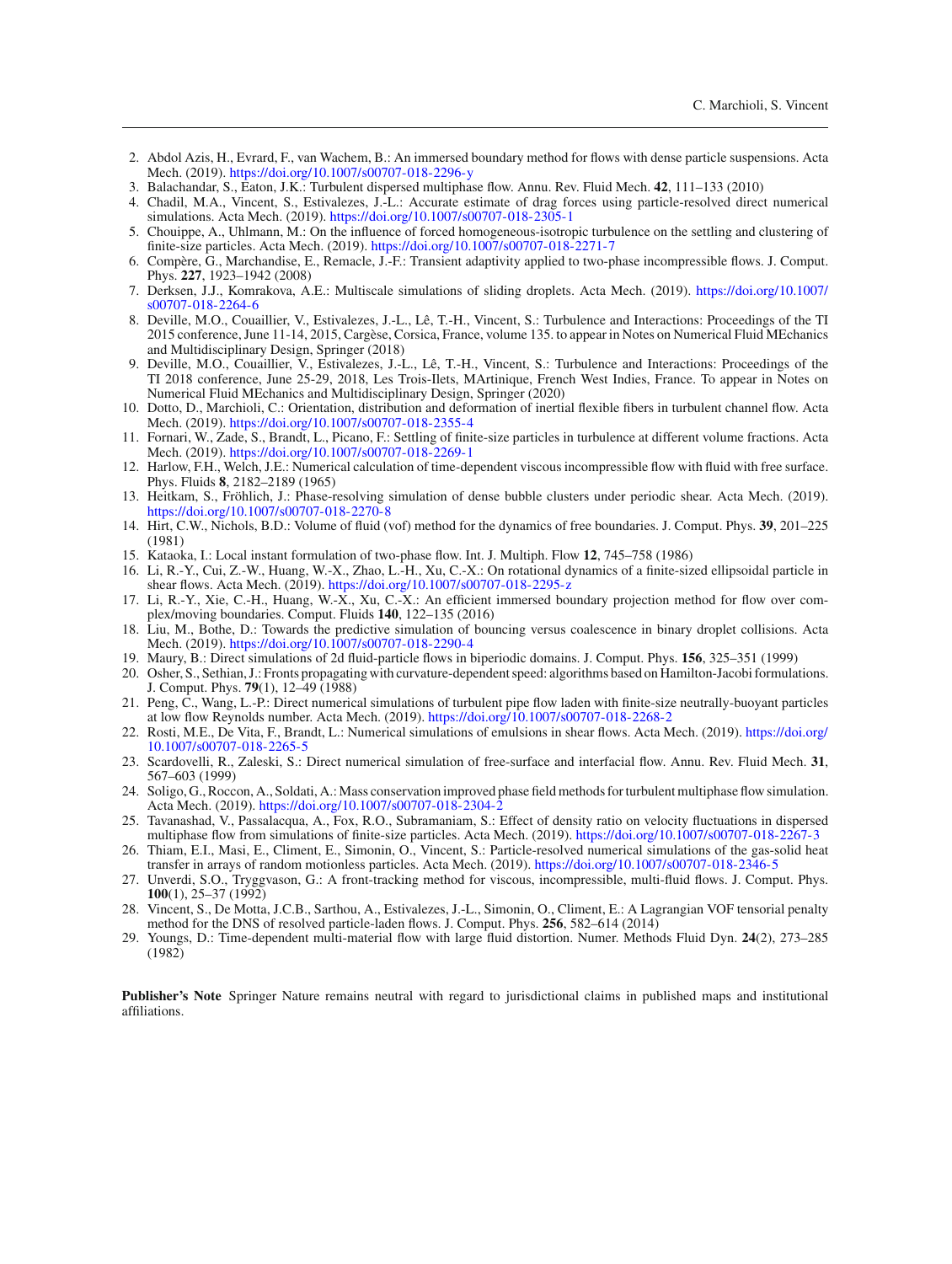2. Abdol Azis, H., Evrard, F., van Wachem, B.: An immersed boundary method for flows with dense particle suspensions. Acta Mech. (2019). https://doi.org/10.1007/s00707-018-2296-y
3. Balachandar, S., Eaton, J.K.: Turbulent dispersed multiphase flow. Annu. Rev. Fluid Mech. **42**, 111–133 (2010)
4. Chadil, M.A., Vincent, S., Estivalezes, J.-L.: Accurate estimate of drag forces using particle-resolved direct numerical simulations. Acta Mech. (2019). https://doi.org/10.1007/s00707-018-2305-1
5. Chouippe, A., Uhlmann, M.: On the influence of forced homogeneous-isotropic turbulence on the settling and clustering of finite-size particles. Acta Mech. (2019). https://doi.org/10.1007/s00707-018-2271-7
6. Compère, G., Marchandise, E., Remacle, J.-F.: Transient adaptivity applied to two-phase incompressible flows. J. Comput. Phys. **227**, 1923–1942 (2008)
7. Derksen, J.J., Komrakova, A.E.: Multiscale simulations of sliding droplets. Acta Mech. (2019). https://doi.org/10.1007/s00707-018-2264-6
8. Deville, M.O., Couaillier, V., Estivalezes, J.-L., Lê, T.-H., Vincent, S.: Turbulence and Interactions: Proceedings of the TI 2015 conference, June 11-14, 2015, Cargèse, Corsica, France, volume 135. to appear in Notes on Numerical Fluid MEchanics and Multidisciplinary Design, Springer (2018)
9. Deville, M.O., Couaillier, V., Estivalezes, J.-L., Lê, T.-H., Vincent, S.: Turbulence and Interactions: Proceedings of the TI 2018 conference, June 25-29, 2018, Les Trois-Ilets, MArtinique, French West Indies, France. To appear in Notes on Numerical Fluid MEchanics and Multidisciplinary Design, Springer (2020)
10. Dotto, D., Marchioli, C.: Orientation, distribution and deformation of inertial flexible fibers in turbulent channel flow. Acta Mech. (2019). https://doi.org/10.1007/s00707-018-2355-4
11. Fornari, W., Zade, S., Brandt, L., Picano, F.: Settling of finite-size particles in turbulence at different volume fractions. Acta Mech. (2019). https://doi.org/10.1007/s00707-018-2269-1
12. Harlow, F.H., Welch, J.E.: Numerical calculation of time-dependent viscous incompressible flow with fluid with free surface. Phys. Fluids **8**, 2182–2189 (1965)
13. Heitkam, S., Fröhlich, J.: Phase-resolving simulation of dense bubble clusters under periodic shear. Acta Mech. (2019). https://doi.org/10.1007/s00707-018-2270-8
14. Hirt, C.W., Nichols, B.D.: Volume of fluid (vof) method for the dynamics of free boundaries. J. Comput. Phys. **39**, 201–225 (1981)
15. Kataoka, I.: Local instant formulation of two-phase flow. Int. J. Multiph. Flow **12**, 745–758 (1986)
16. Li, R.-Y., Cui, Z.-W., Huang, W.-X., Zhao, L.-H., Xu, C.-X.: On rotational dynamics of a finite-sized ellipsoidal particle in shear flows. Acta Mech. (2019). https://doi.org/10.1007/s00707-018-2295-z
17. Li, R.-Y., Xie, C.-H., Huang, W.-X., Xu, C.-X.: An efficient immersed boundary projection method for flow over complex/moving boundaries. Comput. Fluids **140**, 122–135 (2016)
18. Liu, M., Bothe, D.: Towards the predictive simulation of bouncing versus coalescence in binary droplet collisions. Acta Mech. (2019). https://doi.org/10.1007/s00707-018-2290-4
19. Maury, B.: Direct simulations of 2d fluid-particle flows in biperiodic domains. J. Comput. Phys. **156**, 325–351 (1999)
20. Osher, S., Sethian, J.: Fronts propagating with curvature-dependent speed: algorithms based on Hamilton-Jacobi formulations. J. Comput. Phys. **79**(1), 12–49 (1988)
21. Peng, C., Wang, L.-P.: Direct numerical simulations of turbulent pipe flow laden with finite-size neutrally-buoyant particles at low flow Reynolds number. Acta Mech. (2019). https://doi.org/10.1007/s00707-018-2268-2
22. Rosti, M.E., De Vita, F., Brandt, L.: Numerical simulations of emulsions in shear flows. Acta Mech. (2019). https://doi.org/10.1007/s00707-018-2265-5
23. Scardovelli, R., Zaleski, S.: Direct numerical simulation of free-surface and interfacial flow. Annu. Rev. Fluid Mech. **31**, 567–603 (1999)
24. Soligo, G., Roccon, A., Soldati, A.: Mass conservation improved phase field methods for turbulent multiphase flow simulation. Acta Mech. (2019). https://doi.org/10.1007/s00707-018-2304-2
25. Tavanashad, V., Passalacqua, A., Fox, R.O., Subramaniam, S.: Effect of density ratio on velocity fluctuations in dispersed multiphase flow from simulations of finite-size particles. Acta Mech. (2019). https://doi.org/10.1007/s00707-018-2267-3
26. Thiam, E.I., Masi, E., Climent, E., Simonin, O., Vincent, S.: Particle-resolved numerical simulations of the gas-solid heat transfer in arrays of random motionless particles. Acta Mech. (2019). https://doi.org/10.1007/s00707-018-2346-5
27. Unverdi, S.O., Tryggvason, G.: A front-tracking method for viscous, incompressible, multi-fluid flows. J. Comput. Phys. **100**(1), 25–37 (1992)
28. Vincent, S., De Motta, J.C.B., Sarthou, A., Estivalezes, J.-L., Simonin, O., Climent, E.: A Lagrangian VOF tensorial penalty method for the DNS of resolved particle-laden flows. J. Comput. Phys. **256**, 582–614 (2014)
29. Youngs, D.: Time-dependent multi-material flow with large fluid distortion. Numer. Methods Fluid Dyn. **24**(2), 273–285 (1982)

**Publisher's Note** Springer Nature remains neutral with regard to jurisdictional claims in published maps and institutional affiliations.